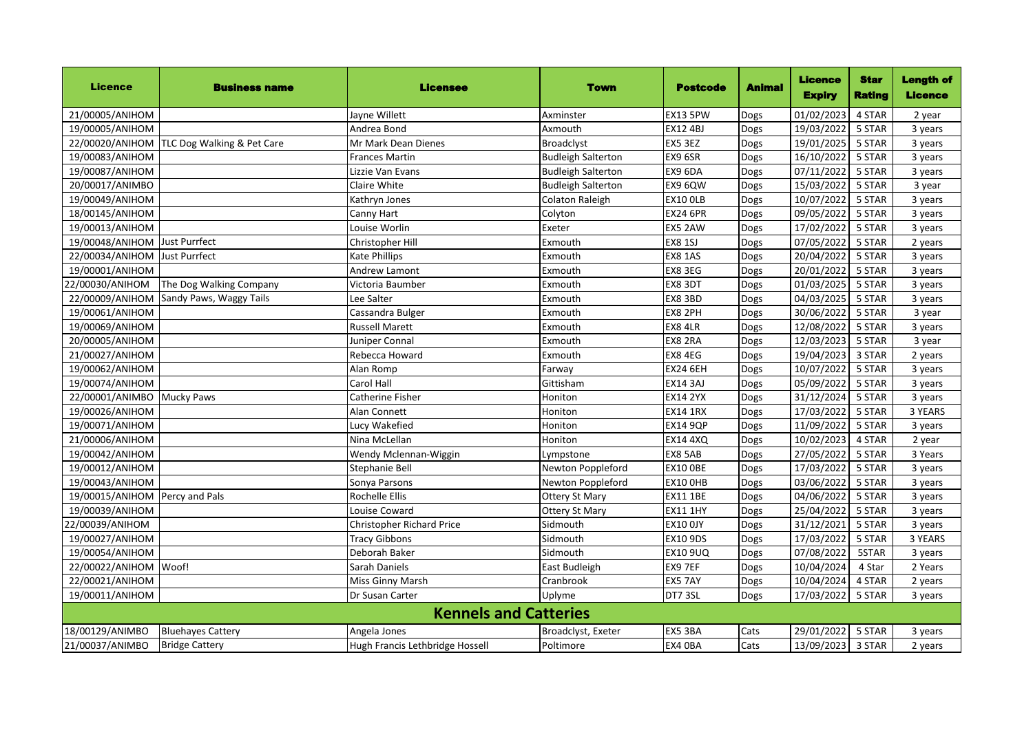| Licence | Business name | Licensee | Town | Postcode | Animal | Licence Expiry | Star Rating | Length of Licence |
|---|---|---|---|---|---|---|---|---|
| 21/00005/ANIHOM | | Jayne Willett | Axminster | EX13 5PW | Dogs | 01/02/2023 | 4 STAR | 2 year |
| 19/00005/ANIHOM | | Andrea Bond | Axmouth | EX12 4BJ | Dogs | 19/03/2022 | 5 STAR | 3 years |
| 22/00020/ANIHOM | TLC Dog Walking & Pet Care | Mr Mark Dean Dienes | Broadclyst | EX5 3EZ | Dogs | 19/01/2025 | 5 STAR | 3 years |
| 19/00083/ANIHOM | | Frances Martin | Budleigh Salterton | EX9 6SR | Dogs | 16/10/2022 | 5 STAR | 3 years |
| 19/00087/ANIHOM | | Lizzie Van Evans | Budleigh Salterton | EX9 6DA | Dogs | 07/11/2022 | 5 STAR | 3 years |
| 20/00017/ANIMBO | | Claire White | Budleigh Salterton | EX9 6QW | Dogs | 15/03/2022 | 5 STAR | 3 year |
| 19/00049/ANIHOM | | Kathryn Jones | Colaton Raleigh | EX10 0LB | Dogs | 10/07/2022 | 5 STAR | 3 years |
| 18/00145/ANIHOM | | Canny Hart | Colyton | EX24 6PR | Dogs | 09/05/2022 | 5 STAR | 3 years |
| 19/00013/ANIHOM | | Louise Worlin | Exeter | EX5 2AW | Dogs | 17/02/2022 | 5 STAR | 3 years |
| 19/00048/ANIHOM | Just Purrfect | Christopher Hill | Exmouth | EX8 1SJ | Dogs | 07/05/2022 | 5 STAR | 2 years |
| 22/00034/ANIHOM | Just Purrfect | Kate Phillips | Exmouth | EX8 1AS | Dogs | 20/04/2022 | 5 STAR | 3 years |
| 19/00001/ANIHOM | | Andrew Lamont | Exmouth | EX8 3EG | Dogs | 20/01/2022 | 5 STAR | 3 years |
| 22/00030/ANIHOM | The Dog Walking Company | Victoria Baumber | Exmouth | EX8 3DT | Dogs | 01/03/2025 | 5 STAR | 3 years |
| 22/00009/ANIHOM | Sandy Paws, Waggy Tails | Lee Salter | Exmouth | EX8 3BD | Dogs | 04/03/2025 | 5 STAR | 3 years |
| 19/00061/ANIHOM | | Cassandra Bulger | Exmouth | EX8 2PH | Dogs | 30/06/2022 | 5 STAR | 3 year |
| 19/00069/ANIHOM | | Russell Marett | Exmouth | EX8 4LR | Dogs | 12/08/2022 | 5 STAR | 3 years |
| 20/00005/ANIHOM | | Juniper Connal | Exmouth | EX8 2RA | Dogs | 12/03/2023 | 5 STAR | 3 year |
| 21/00027/ANIHOM | | Rebecca Howard | Exmouth | EX8 4EG | Dogs | 19/04/2023 | 3 STAR | 2 years |
| 19/00062/ANIHOM | | Alan Romp | Farway | EX24 6EH | Dogs | 10/07/2022 | 5 STAR | 3 years |
| 19/00074/ANIHOM | | Carol Hall | Gittisham | EX14 3AJ | Dogs | 05/09/2022 | 5 STAR | 3 years |
| 22/00001/ANIMBO | Mucky Paws | Catherine Fisher | Honiton | EX14 2YX | Dogs | 31/12/2024 | 5 STAR | 3 years |
| 19/00026/ANIHOM | | Alan Connett | Honiton | EX14 1RX | Dogs | 17/03/2022 | 5 STAR | 3 YEARS |
| 19/00071/ANIHOM | | Lucy Wakefied | Honiton | EX14 9QP | Dogs | 11/09/2022 | 5 STAR | 3 years |
| 21/00006/ANIHOM | | Nina McLellan | Honiton | EX14 4XQ | Dogs | 10/02/2023 | 4 STAR | 2 year |
| 19/00042/ANIHOM | | Wendy Mclennan-Wiggin | Lympstone | EX8 5AB | Dogs | 27/05/2022 | 5 STAR | 3 Years |
| 19/00012/ANIHOM | | Stephanie Bell | Newton Poppleford | EX10 0BE | Dogs | 17/03/2022 | 5 STAR | 3 years |
| 19/00043/ANIHOM | | Sonya Parsons | Newton Poppleford | EX10 0HB | Dogs | 03/06/2022 | 5 STAR | 3 years |
| 19/00015/ANIHOM | Percy and Pals | Rochelle Ellis | Ottery St Mary | EX11 1BE | Dogs | 04/06/2022 | 5 STAR | 3 years |
| 19/00039/ANIHOM | | Louise Coward | Ottery St Mary | EX11 1HY | Dogs | 25/04/2022 | 5 STAR | 3 years |
| 22/00039/ANIHOM | | Christopher Richard Price | Sidmouth | EX10 0JY | Dogs | 31/12/2021 | 5 STAR | 3 years |
| 19/00027/ANIHOM | | Tracy Gibbons | Sidmouth | EX10 9DS | Dogs | 17/03/2022 | 5 STAR | 3 YEARS |
| 19/00054/ANIHOM | | Deborah Baker | Sidmouth | EX10 9UQ | Dogs | 07/08/2022 | 5STAR | 3 years |
| 22/00022/ANIHOM | Woof! | Sarah Daniels | East Budleigh | EX9 7EF | Dogs | 10/04/2024 | 4 Star | 2 Years |
| 22/00021/ANIHOM | | Miss Ginny Marsh | Cranbrook | EX5 7AY | Dogs | 10/04/2024 | 4 STAR | 2 years |
| 19/00011/ANIHOM | | Dr Susan Carter | Uplyme | DT7 3SL | Dogs | 17/03/2022 | 5 STAR | 3 years |
| **Kennels and Catteries** | | | | | | | | |
| 18/00129/ANIMBO | Bluehayes Cattery | Angela Jones | Broadclyst, Exeter | EX5 3BA | Cats | 29/01/2022 | 5 STAR | 3 years |
| 21/00037/ANIMBO | Bridge Cattery | Hugh Francis Lethbridge Hossell | Poltimore | EX4 0BA | Cats | 13/09/2023 | 3 STAR | 2 years |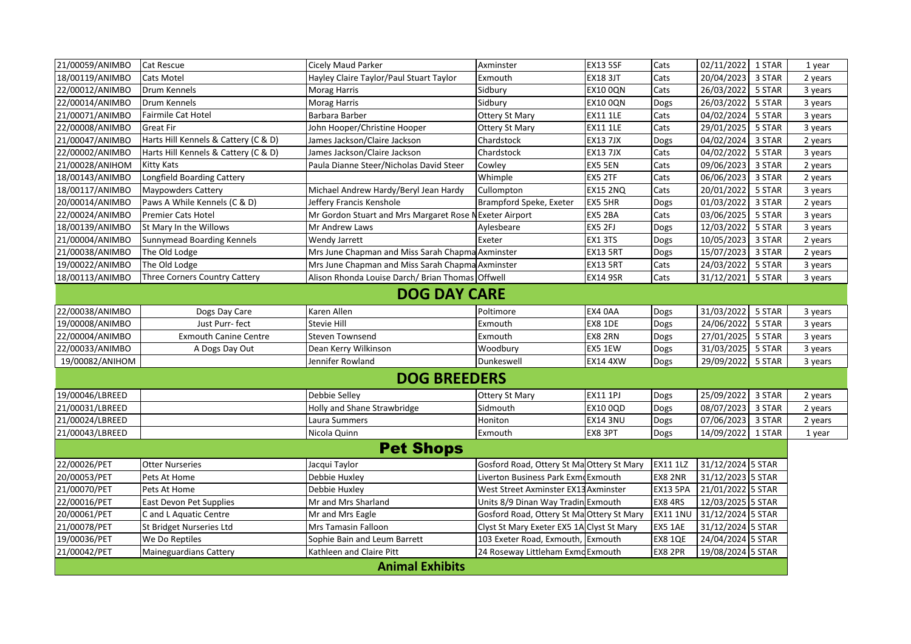| | | | | | | | | |
|---|---|---|---|---|---|---|---|---|
| 21/00059/ANIMBO | Cat Rescue | Cicely Maud Parker | Axminster | EX13 5SF | Cats | 02/11/2022 | 1 STAR | 1 year |
| 18/00119/ANIMBO | Cats Motel | Hayley Claire Taylor/Paul Stuart Taylor | Exmouth | EX18 3JT | Cats | 20/04/2023 | 3 STAR | 2 years |
| 22/00012/ANIMBO | Drum Kennels | Morag Harris | Sidbury | EX10 0QN | Cats | 26/03/2022 | 5 STAR | 3 years |
| 22/00014/ANIMBO | Drum Kennels | Morag Harris | Sidbury | EX10 0QN | Dogs | 26/03/2022 | 5 STAR | 3 years |
| 21/00071/ANIMBO | Fairmile Cat Hotel | Barbara Barber | Ottery St Mary | EX11 1LE | Cats | 04/02/2024 | 5 STAR | 3 years |
| 22/00008/ANIMBO | Great Fir | John Hooper/Christine Hooper | Ottery St Mary | EX11 1LE | Cats | 29/01/2025 | 5 STAR | 3 years |
| 21/00047/ANIMBO | Harts Hill Kennels & Cattery (C & D) | James Jackson/Claire Jackson | Chardstock | EX13 7JX | Dogs | 04/02/2024 | 3 STAR | 2 years |
| 22/00002/ANIMBO | Harts Hill Kennels & Cattery (C & D) | James Jackson/Claire Jackson | Chardstock | EX13 7JX | Cats | 04/02/2022 | 5 STAR | 3 years |
| 21/00028/ANIHOM | Kitty Kats | Paula Dianne Steer/Nicholas David Steer | Cowley | EX5 5EN | Cats | 09/06/2023 | 3 STAR | 2 years |
| 18/00143/ANIMBO | Longfield Boarding Cattery | | Whimple | EX5 2TF | Cats | 06/06/2023 | 3 STAR | 2 years |
| 18/00117/ANIMBO | Maypowders Cattery | Michael Andrew Hardy/Beryl Jean Hardy | Cullompton | EX15 2NQ | Cats | 20/01/2022 | 5 STAR | 3 years |
| 20/00014/ANIMBO | Paws A While Kennels (C & D) | Jeffery Francis Kenshole | Brampford Speke, Exeter | EX5 5HR | Dogs | 01/03/2022 | 3 STAR | 2 years |
| 22/00024/ANIMBO | Premier Cats Hotel | Mr Gordon Stuart and Mrs Margaret Rose M | Exeter Airport | EX5 2BA | Cats | 03/06/2025 | 5 STAR | 3 years |
| 18/00139/ANIMBO | St Mary In the Willows | Mr Andrew Laws | Aylesbeare | EX5 2FJ | Dogs | 12/03/2022 | 5 STAR | 3 years |
| 21/00004/ANIMBO | Sunnymead Boarding Kennels | Wendy Jarrett | Exeter | EX1 3TS | Dogs | 10/05/2023 | 3 STAR | 2 years |
| 21/00038/ANIMBO | The Old Lodge | Mrs June Chapman and Miss Sarah Chapma | Axminster | EX13 5RT | Dogs | 15/07/2023 | 3 STAR | 2 years |
| 19/00022/ANIMBO | The Old Lodge | Mrs June Chapman and Miss Sarah Chapma | Axminster | EX13 5RT | Cats | 24/03/2022 | 5 STAR | 3 years |
| 18/00113/ANIMBO | Three Corners Country Cattery | Alison Rhonda Louise Darch/ Brian Thomas | Offwell | EX14 9SR | Cats | 31/12/2021 | 5 STAR | 3 years |

## DOG DAY CARE

| | | | | | | | | |
|---|---|---|---|---|---|---|---|---|
| 22/00038/ANIMBO | Dogs Day Care | Karen Allen | Poltimore | EX4 0AA | Dogs | 31/03/2022 | 5 STAR | 3 years |
| 19/00008/ANIMBO | Just Purr- fect | Stevie Hill | Exmouth | EX8 1DE | Dogs | 24/06/2022 | 5 STAR | 3 years |
| 22/00004/ANIMBO | Exmouth Canine Centre | Steven Townsend | Exmouth | EX8 2RN | Dogs | 27/01/2025 | 5 STAR | 3 years |
| 22/00033/ANIMBO | A Dogs Day Out | Dean Kerry Wilkinson | Woodbury | EX5 1EW | Dogs | 31/03/2025 | 5 STAR | 3 years |
| 19/00082/ANIHOM | | Jennifer Rowland | Dunkeswell | EX14 4XW | Dogs | 29/09/2022 | 5 STAR | 3 years |

## DOG BREEDERS

| | | | | | | | | |
|---|---|---|---|---|---|---|---|---|
| 19/00046/LBREED | | Debbie Selley | Ottery St Mary | EX11 1PJ | Dogs | 25/09/2022 | 3 STAR | 2 years |
| 21/00031/LBREED | | Holly and Shane Strawbridge | Sidmouth | EX10 0QD | Dogs | 08/07/2023 | 3 STAR | 2 years |
| 21/00024/LBREED | | Laura Summers | Honiton | EX14 3NU | Dogs | 07/06/2023 | 3 STAR | 2 years |
| 21/00043/LBREED | | Nicola Quinn | Exmouth | EX8 3PT | Dogs | 14/09/2022 | 1 STAR | 1 year |

## Pet Shops

| | | | | | | | |
|---|---|---|---|---|---|---|---|
| 22/00026/PET | Otter Nurseries | Jacqui Taylor | Gosford Road, Ottery St Ma | Ottery St Mary | EX11 1LZ | 31/12/2024 | 5 STAR |
| 20/00053/PET | Pets At Home | Debbie Huxley | Liverton Business Park Exmo | Exmouth | EX8 2NR | 31/12/2023 | 5 STAR |
| 21/00070/PET | Pets At Home | Debbie Huxley | West Street Axminster EX13 | Axminster | EX13 5PA | 21/01/2022 | 5 STAR |
| 22/00016/PET | East Devon Pet Supplies | Mr and Mrs Sharland | Units 8/9 Dinan Way Tradin | Exmouth | EX8 4RS | 12/03/2025 | 5 STAR |
| 20/00061/PET | C and L Aquatic Centre | Mr and Mrs Eagle | Gosford Road, Ottery St Ma | Ottery St Mary | EX11 1NU | 31/12/2024 | 5 STAR |
| 21/00078/PET | St Bridget Nurseries Ltd | Mrs Tamasin Falloon | Clyst St Mary Exeter EX5 1A | Clyst St Mary | EX5 1AE | 31/12/2024 | 5 STAR |
| 19/00036/PET | We Do Reptiles | Sophie Bain and Leum Barrett | 103 Exeter Road, Exmouth, | Exmouth | EX8 1QE | 24/04/2024 | 5 STAR |
| 21/00042/PET | Maineguardians Cattery | Kathleen and Claire Pitt | 24 Roseway Littleham Exmo | Exmouth | EX8 2PR | 19/08/2024 | 5 STAR |

## Animal Exhibits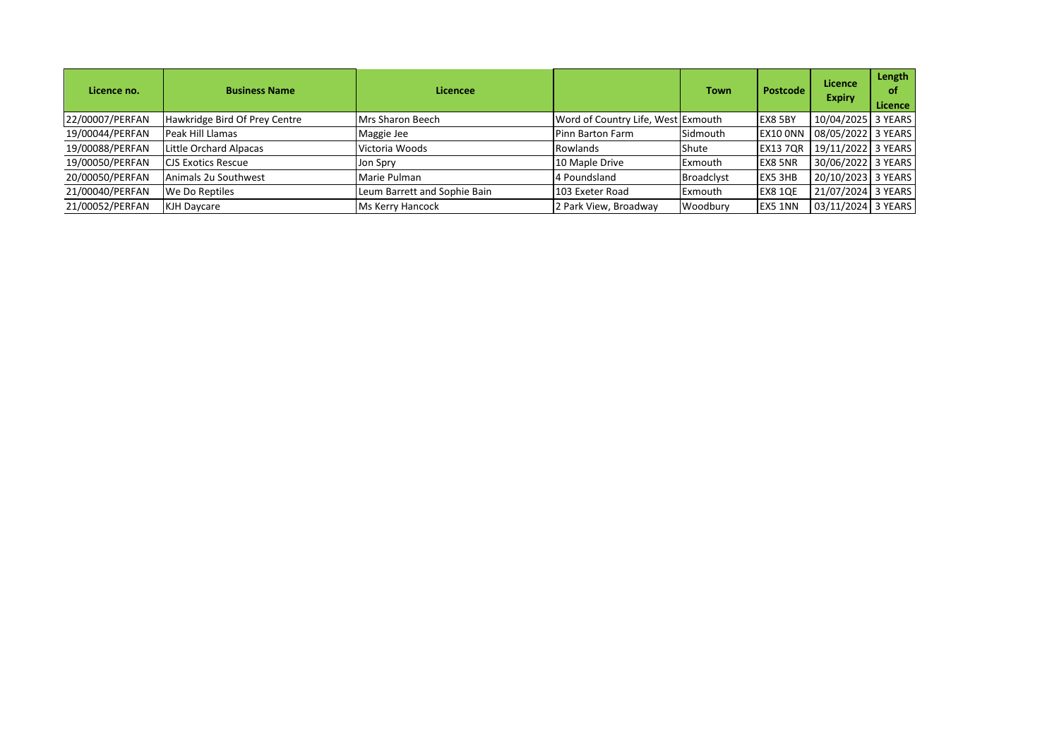| Licence no. | Business Name | Licencee | | Town | Postcode | Licence Expiry | Length of Licence |
|---|---|---|---|---|---|---|---|
| 22/00007/PERFAN | Hawkridge Bird Of Prey Centre | Mrs Sharon Beech | Word of Country Life, West | Exmouth | EX8 5BY | 10/04/2025 | 3 YEARS |
| 19/00044/PERFAN | Peak Hill Llamas | Maggie Jee | Pinn Barton Farm | Sidmouth | EX10 0NN | 08/05/2022 | 3 YEARS |
| 19/00088/PERFAN | Little Orchard Alpacas | Victoria Woods | Rowlands | Shute | EX13 7QR | 19/11/2022 | 3 YEARS |
| 19/00050/PERFAN | CJS Exotics Rescue | Jon Spry | 10 Maple Drive | Exmouth | EX8 5NR | 30/06/2022 | 3 YEARS |
| 20/00050/PERFAN | Animals 2u Southwest | Marie Pulman | 4 Poundsland | Broadclyst | EX5 3HB | 20/10/2023 | 3 YEARS |
| 21/00040/PERFAN | We Do Reptiles | Leum Barrett and Sophie Bain | 103 Exeter Road | Exmouth | EX8 1QE | 21/07/2024 | 3 YEARS |
| 21/00052/PERFAN | KJH Daycare | Ms Kerry Hancock | 2 Park View, Broadway | Woodbury | EX5 1NN | 03/11/2024 | 3 YEARS |